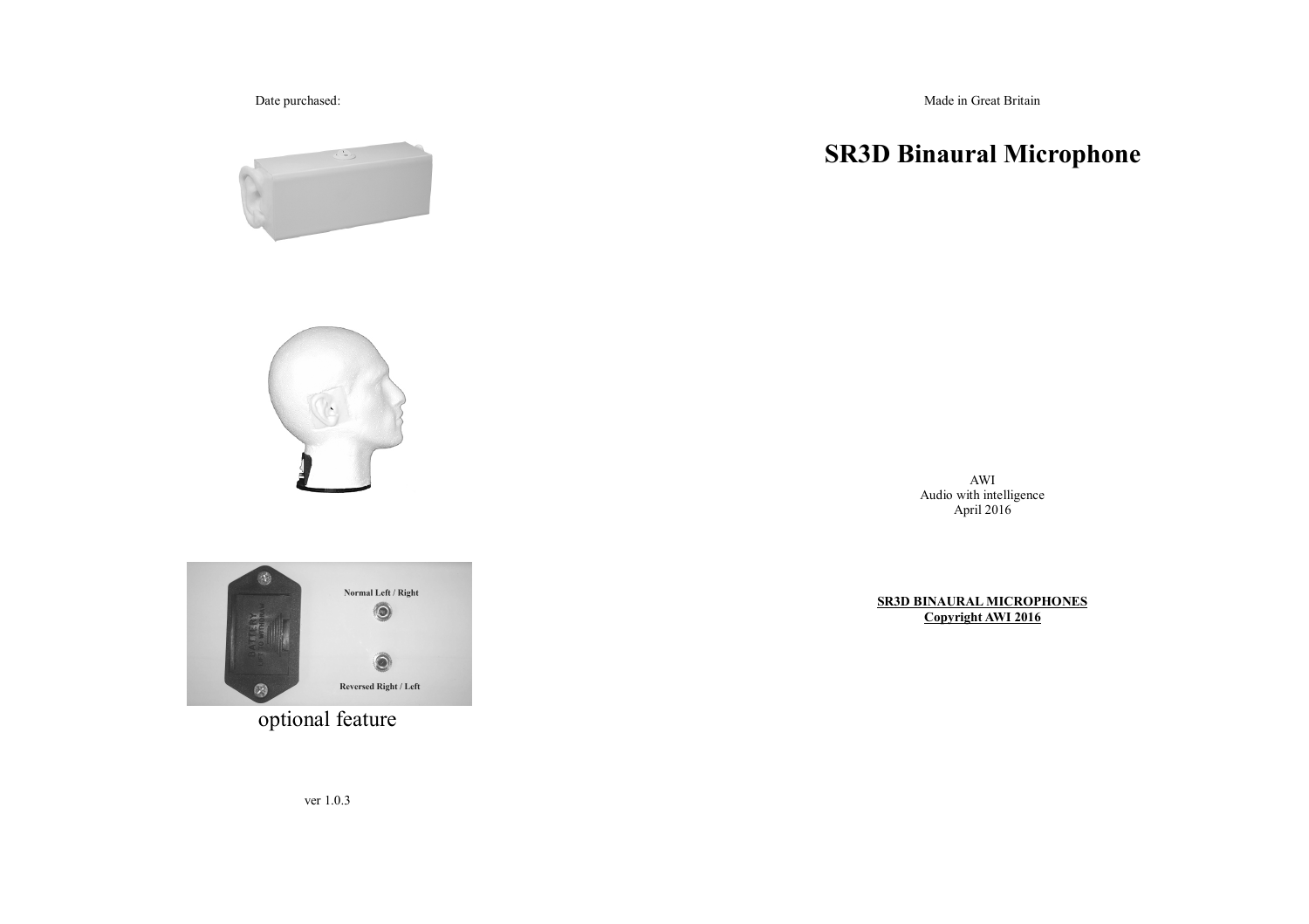Date purchased:

optional feature

ver 1.0.3

Made in Great Britain

# SR3D Binaural Microphone

AWI
Audio with intelligence
April 2016

**SR3D BINAURAL MICROPHONES**
**Copyright AWI 2016**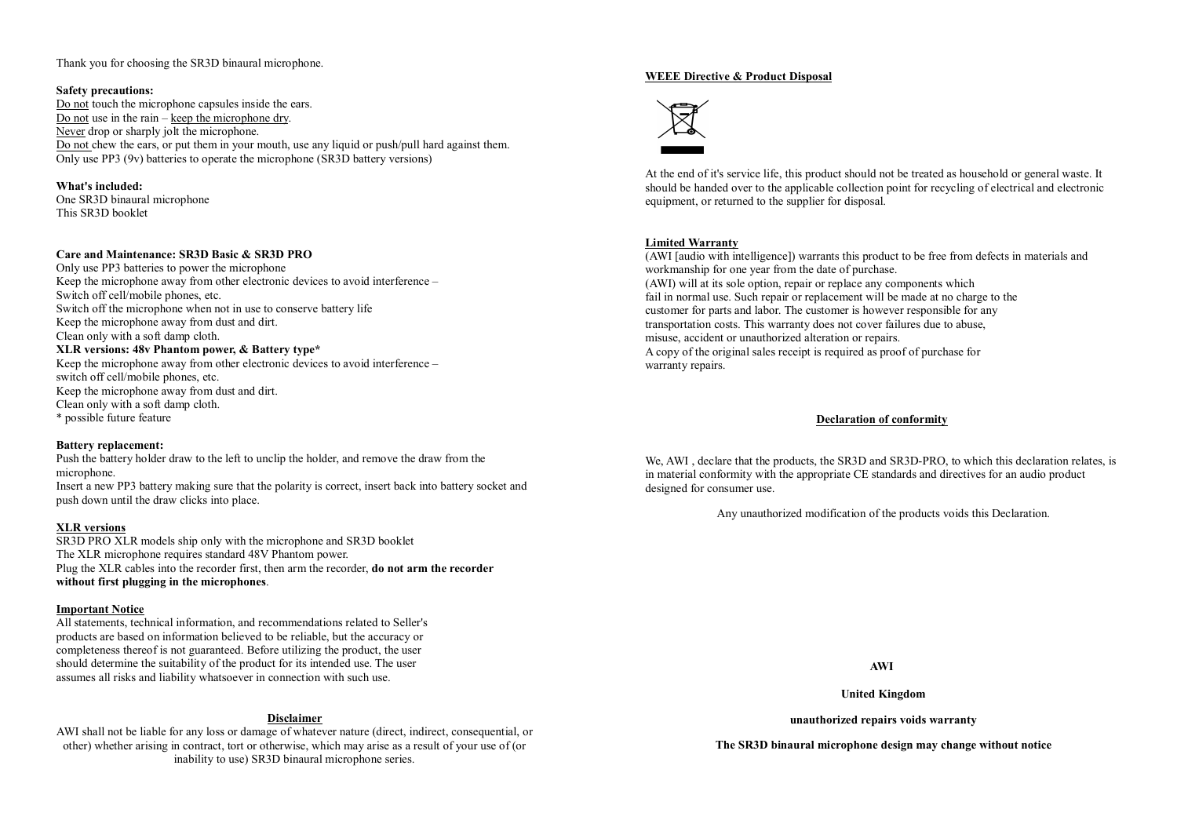Thank you for choosing the SR3D binaural microphone.

**Safety precautions:**
Do not touch the microphone capsules inside the ears.
Do not use in the rain – keep the microphone dry.
Never drop or sharply jolt the microphone.
Do not chew the ears, or put them in your mouth, use any liquid or push/pull hard against them.
Only use PP3 (9v) batteries to operate the microphone (SR3D battery versions)

**What's included:**
One SR3D binaural microphone
This SR3D booklet

**Care and Maintenance: SR3D Basic & SR3D PRO**
Only use PP3 batteries to power the microphone
Keep the microphone away from other electronic devices to avoid interference –
Switch off cell/mobile phones, etc.
Switch off the microphone when not in use to conserve battery life
Keep the microphone away from dust and dirt.
Clean only with a soft damp cloth.
**XLR versions: 48v Phantom power, & Battery type***
Keep the microphone away from other electronic devices to avoid interference –
switch off cell/mobile phones, etc.
Keep the microphone away from dust and dirt.
Clean only with a soft damp cloth.
* possible future feature

**Battery replacement:**
Push the battery holder draw to the left to unclip the holder, and remove the draw from the microphone.
Insert a new PP3 battery making sure that the polarity is correct, insert back into battery socket and push down until the draw clicks into place.

**XLR versions**
SR3D PRO XLR models ship only with the microphone and SR3D booklet
The XLR microphone requires standard 48V Phantom power.
Plug the XLR cables into the recorder first, then arm the recorder, **do not arm the recorder without first plugging in the microphones**.

**Important Notice**
All statements, technical information, and recommendations related to Seller's products are based on information believed to be reliable, but the accuracy or completeness thereof is not guaranteed. Before utilizing the product, the user should determine the suitability of the product for its intended use. The user assumes all risks and liability whatsoever in connection with such use.

**Disclaimer**
AWI shall not be liable for any loss or damage of whatever nature (direct, indirect, consequential, or other) whether arising in contract, tort or otherwise, which may arise as a result of your use of (or inability to use) SR3D binaural microphone series.

**WEEE Directive & Product Disposal**

At the end of it's service life, this product should not be treated as household or general waste. It should be handed over to the applicable collection point for recycling of electrical and electronic equipment, or returned to the supplier for disposal.

**Limited Warranty**
(AWI [audio with intelligence]) warrants this product to be free from defects in materials and workmanship for one year from the date of purchase.
(AWI) will at its sole option, repair or replace any components which fail in normal use. Such repair or replacement will be made at no charge to the customer for parts and labor. The customer is however responsible for any transportation costs. This warranty does not cover failures due to abuse, misuse, accident or unauthorized alteration or repairs.
A copy of the original sales receipt is required as proof of purchase for warranty repairs.

**Declaration of conformity**

We, AWI , declare that the products, the SR3D and SR3D-PRO, to which this declaration relates, is in material conformity with the appropriate CE standards and directives for an audio product designed for consumer use.

Any unauthorized modification of the products voids this Declaration.

**AWI**

**United Kingdom**

**unauthorized repairs voids warranty**

**The SR3D binaural microphone design may change without notice**